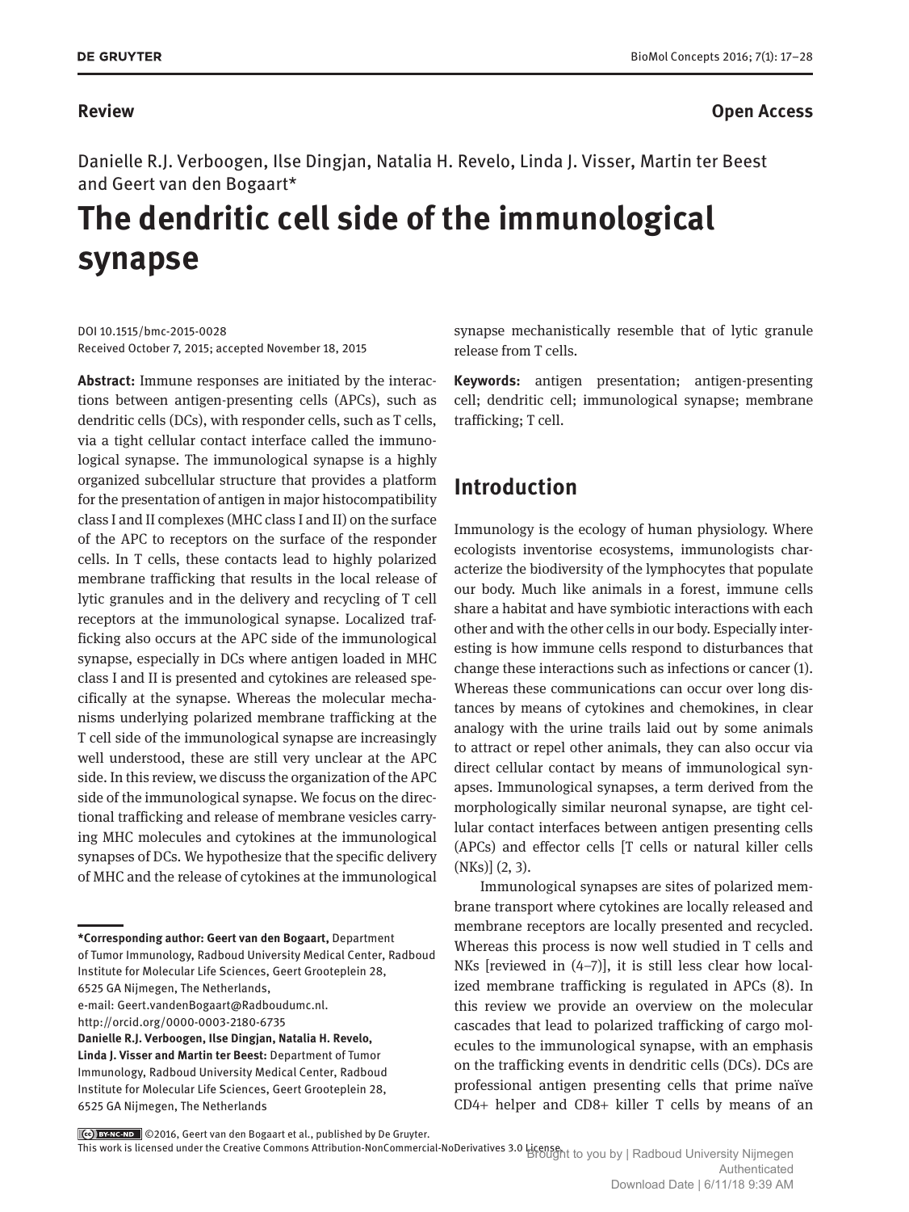**Review** **Open Access**

Danielle R.J. Verboogen, Ilse Dingjan, Natalia H. Revelo, Linda J. Visser, Martin ter Beest and Geert van den Bogaart*

# The dendritic cell side of the immunological synapse

DOI 10.1515/bmc-2015-0028
Received October 7, 2015; accepted November 18, 2015

**Abstract:** Immune responses are initiated by the interactions between antigen-presenting cells (APCs), such as dendritic cells (DCs), with responder cells, such as T cells, via a tight cellular contact interface called the immunological synapse. The immunological synapse is a highly organized subcellular structure that provides a platform for the presentation of antigen in major histocompatibility class I and II complexes (MHC class I and II) on the surface of the APC to receptors on the surface of the responder cells. In T cells, these contacts lead to highly polarized membrane trafficking that results in the local release of lytic granules and in the delivery and recycling of T cell receptors at the immunological synapse. Localized trafficking also occurs at the APC side of the immunological synapse, especially in DCs where antigen loaded in MHC class I and II is presented and cytokines are released specifically at the synapse. Whereas the molecular mechanisms underlying polarized membrane trafficking at the T cell side of the immunological synapse are increasingly well understood, these are still very unclear at the APC side. In this review, we discuss the organization of the APC side of the immunological synapse. We focus on the directional trafficking and release of membrane vesicles carrying MHC molecules and cytokines at the immunological synapses of DCs. We hypothesize that the specific delivery of MHC and the release of cytokines at the immunological synapse mechanistically resemble that of lytic granule release from T cells.

**Keywords:** antigen presentation; antigen-presenting cell; dendritic cell; immunological synapse; membrane trafficking; T cell.

---

**\*Corresponding author: Geert van den Bogaart,** Department of Tumor Immunology, Radboud University Medical Center, Radboud Institute for Molecular Life Sciences, Geert Grooteplein 28, 6525 GA Nijmegen, The Netherlands, e-mail: Geert.vandenBogaart@Radboudumc.nl. http://orcid.org/0000-0003-2180-6735

**Danielle R.J. Verboogen, Ilse Dingjan, Natalia H. Revelo, Linda J. Visser and Martin ter Beest:** Department of Tumor Immunology, Radboud University Medical Center, Radboud Institute for Molecular Life Sciences, Geert Grooteplein 28, 6525 GA Nijmegen, The Netherlands

## Introduction

Immunology is the ecology of human physiology. Where ecologists inventorise ecosystems, immunologists characterize the biodiversity of the lymphocytes that populate our body. Much like animals in a forest, immune cells share a habitat and have symbiotic interactions with each other and with the other cells in our body. Especially interesting is how immune cells respond to disturbances that change these interactions such as infections or cancer (1). Whereas these communications can occur over long distances by means of cytokines and chemokines, in clear analogy with the urine trails laid out by some animals to attract or repel other animals, they can also occur via direct cellular contact by means of immunological synapses. Immunological synapses, a term derived from the morphologically similar neuronal synapse, are tight cellular contact interfaces between antigen presenting cells (APCs) and effector cells [T cells or natural killer cells (NKs)] (2, 3).

Immunological synapses are sites of polarized membrane transport where cytokines are locally released and membrane receptors are locally presented and recycled. Whereas this process is now well studied in T cells and NKs [reviewed in (4–7)], it is still less clear how localized membrane trafficking is regulated in APCs (8). In this review we provide an overview on the molecular cascades that lead to polarized trafficking of cargo molecules to the immunological synapse, with an emphasis on the trafficking events in dendritic cells (DCs). DCs are professional antigen presenting cells that prime naïve CD4+ helper and CD8+ killer T cells by means of an

©2016, Geert van den Bogaart et al., published by De Gruyter.
This work is licensed under the Creative Commons Attribution-NonCommercial-NoDerivatives 3.0 License.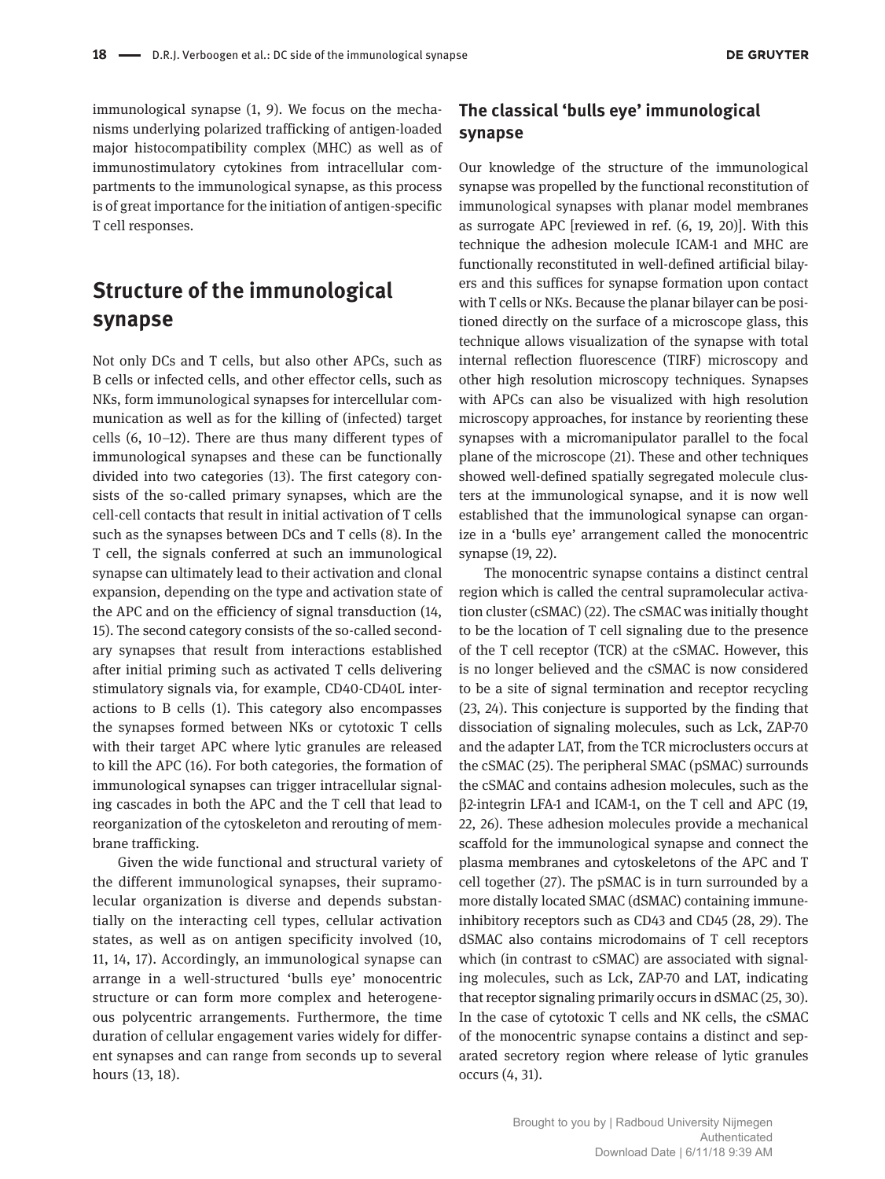immunological synapse (1, 9). We focus on the mechanisms underlying polarized trafficking of antigen-loaded major histocompatibility complex (MHC) as well as of immunostimulatory cytokines from intracellular compartments to the immunological synapse, as this process is of great importance for the initiation of antigen-specific T cell responses.

## Structure of the immunological synapse

Not only DCs and T cells, but also other APCs, such as B cells or infected cells, and other effector cells, such as NKs, form immunological synapses for intercellular communication as well as for the killing of (infected) target cells (6, 10–12). There are thus many different types of immunological synapses and these can be functionally divided into two categories (13). The first category consists of the so-called primary synapses, which are the cell-cell contacts that result in initial activation of T cells such as the synapses between DCs and T cells (8). In the T cell, the signals conferred at such an immunological synapse can ultimately lead to their activation and clonal expansion, depending on the type and activation state of the APC and on the efficiency of signal transduction (14, 15). The second category consists of the so-called secondary synapses that result from interactions established after initial priming such as activated T cells delivering stimulatory signals via, for example, CD40-CD40L interactions to B cells (1). This category also encompasses the synapses formed between NKs or cytotoxic T cells with their target APC where lytic granules are released to kill the APC (16). For both categories, the formation of immunological synapses can trigger intracellular signaling cascades in both the APC and the T cell that lead to reorganization of the cytoskeleton and rerouting of membrane trafficking.

Given the wide functional and structural variety of the different immunological synapses, their supramolecular organization is diverse and depends substantially on the interacting cell types, cellular activation states, as well as on antigen specificity involved (10, 11, 14, 17). Accordingly, an immunological synapse can arrange in a well-structured 'bulls eye' monocentric structure or can form more complex and heterogeneous polycentric arrangements. Furthermore, the time duration of cellular engagement varies widely for different synapses and can range from seconds up to several hours (13, 18).

### The classical 'bulls eye' immunological synapse

Our knowledge of the structure of the immunological synapse was propelled by the functional reconstitution of immunological synapses with planar model membranes as surrogate APC [reviewed in ref. (6, 19, 20)]. With this technique the adhesion molecule ICAM-1 and MHC are functionally reconstituted in well-defined artificial bilayers and this suffices for synapse formation upon contact with T cells or NKs. Because the planar bilayer can be positioned directly on the surface of a microscope glass, this technique allows visualization of the synapse with total internal reflection fluorescence (TIRF) microscopy and other high resolution microscopy techniques. Synapses with APCs can also be visualized with high resolution microscopy approaches, for instance by reorienting these synapses with a micromanipulator parallel to the focal plane of the microscope (21). These and other techniques showed well-defined spatially segregated molecule clusters at the immunological synapse, and it is now well established that the immunological synapse can organize in a 'bulls eye' arrangement called the monocentric synapse (19, 22).

The monocentric synapse contains a distinct central region which is called the central supramolecular activation cluster (cSMAC) (22). The cSMAC was initially thought to be the location of T cell signaling due to the presence of the T cell receptor (TCR) at the cSMAC. However, this is no longer believed and the cSMAC is now considered to be a site of signal termination and receptor recycling (23, 24). This conjecture is supported by the finding that dissociation of signaling molecules, such as Lck, ZAP-70 and the adapter LAT, from the TCR microclusters occurs at the cSMAC (25). The peripheral SMAC (pSMAC) surrounds the cSMAC and contains adhesion molecules, such as the β2-integrin LFA-1 and ICAM-1, on the T cell and APC (19, 22, 26). These adhesion molecules provide a mechanical scaffold for the immunological synapse and connect the plasma membranes and cytoskeletons of the APC and T cell together (27). The pSMAC is in turn surrounded by a more distally located SMAC (dSMAC) containing immune-inhibitory receptors such as CD43 and CD45 (28, 29). The dSMAC also contains microdomains of T cell receptors which (in contrast to cSMAC) are associated with signaling molecules, such as Lck, ZAP-70 and LAT, indicating that receptor signaling primarily occurs in dSMAC (25, 30). In the case of cytotoxic T cells and NK cells, the cSMAC of the monocentric synapse contains a distinct and separated secretory region where release of lytic granules occurs (4, 31).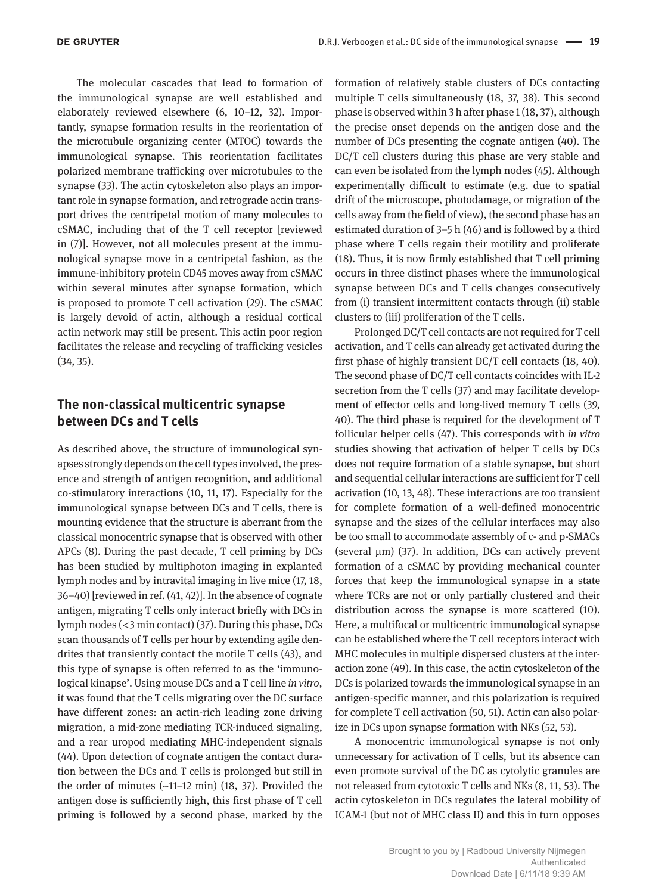The molecular cascades that lead to formation of the immunological synapse are well established and elaborately reviewed elsewhere (6, 10–12, 32). Importantly, synapse formation results in the reorientation of the microtubule organizing center (MTOC) towards the immunological synapse. This reorientation facilitates polarized membrane trafficking over microtubules to the synapse (33). The actin cytoskeleton also plays an important role in synapse formation, and retrograde actin transport drives the centripetal motion of many molecules to cSMAC, including that of the T cell receptor [reviewed in (7)]. However, not all molecules present at the immunological synapse move in a centripetal fashion, as the immune-inhibitory protein CD45 moves away from cSMAC within several minutes after synapse formation, which is proposed to promote T cell activation (29). The cSMAC is largely devoid of actin, although a residual cortical actin network may still be present. This actin poor region facilitates the release and recycling of trafficking vesicles (34, 35).

## The non-classical multicentric synapse between DCs and T cells

As described above, the structure of immunological synapses strongly depends on the cell types involved, the presence and strength of antigen recognition, and additional co-stimulatory interactions (10, 11, 17). Especially for the immunological synapse between DCs and T cells, there is mounting evidence that the structure is aberrant from the classical monocentric synapse that is observed with other APCs (8). During the past decade, T cell priming by DCs has been studied by multiphoton imaging in explanted lymph nodes and by intravital imaging in live mice (17, 18, 36–40) [reviewed in ref. (41, 42)]. In the absence of cognate antigen, migrating T cells only interact briefly with DCs in lymph nodes (<3 min contact) (37). During this phase, DCs scan thousands of T cells per hour by extending agile dendrites that transiently contact the motile T cells (43), and this type of synapse is often referred to as the 'immunological kinapse'. Using mouse DCs and a T cell line *in vitro*, it was found that the T cells migrating over the DC surface have different zones: an actin-rich leading zone driving migration, a mid-zone mediating TCR-induced signaling, and a rear uropod mediating MHC-independent signals (44). Upon detection of cognate antigen the contact duration between the DCs and T cells is prolonged but still in the order of minutes (~11–12 min) (18, 37). Provided the antigen dose is sufficiently high, this first phase of T cell priming is followed by a second phase, marked by the formation of relatively stable clusters of DCs contacting multiple T cells simultaneously (18, 37, 38). This second phase is observed within 3 h after phase 1 (18, 37), although the precise onset depends on the antigen dose and the number of DCs presenting the cognate antigen (40). The DC/T cell clusters during this phase are very stable and can even be isolated from the lymph nodes (45). Although experimentally difficult to estimate (e.g. due to spatial drift of the microscope, photodamage, or migration of the cells away from the field of view), the second phase has an estimated duration of 3–5 h (46) and is followed by a third phase where T cells regain their motility and proliferate (18). Thus, it is now firmly established that T cell priming occurs in three distinct phases where the immunological synapse between DCs and T cells changes consecutively from (i) transient intermittent contacts through (ii) stable clusters to (iii) proliferation of the T cells.

Prolonged DC/T cell contacts are not required for T cell activation, and T cells can already get activated during the first phase of highly transient DC/T cell contacts (18, 40). The second phase of DC/T cell contacts coincides with IL-2 secretion from the T cells (37) and may facilitate development of effector cells and long-lived memory T cells (39, 40). The third phase is required for the development of T follicular helper cells (47). This corresponds with *in vitro* studies showing that activation of helper T cells by DCs does not require formation of a stable synapse, but short and sequential cellular interactions are sufficient for T cell activation (10, 13, 48). These interactions are too transient for complete formation of a well-defined monocentric synapse and the sizes of the cellular interfaces may also be too small to accommodate assembly of c- and p-SMACs (several μm) (37). In addition, DCs can actively prevent formation of a cSMAC by providing mechanical counter forces that keep the immunological synapse in a state where TCRs are not or only partially clustered and their distribution across the synapse is more scattered (10). Here, a multifocal or multicentric immunological synapse can be established where the T cell receptors interact with MHC molecules in multiple dispersed clusters at the interaction zone (49). In this case, the actin cytoskeleton of the DCs is polarized towards the immunological synapse in an antigen-specific manner, and this polarization is required for complete T cell activation (50, 51). Actin can also polarize in DCs upon synapse formation with NKs (52, 53).

A monocentric immunological synapse is not only unnecessary for activation of T cells, but its absence can even promote survival of the DC as cytolytic granules are not released from cytotoxic T cells and NKs (8, 11, 53). The actin cytoskeleton in DCs regulates the lateral mobility of ICAM-1 (but not of MHC class II) and this in turn opposes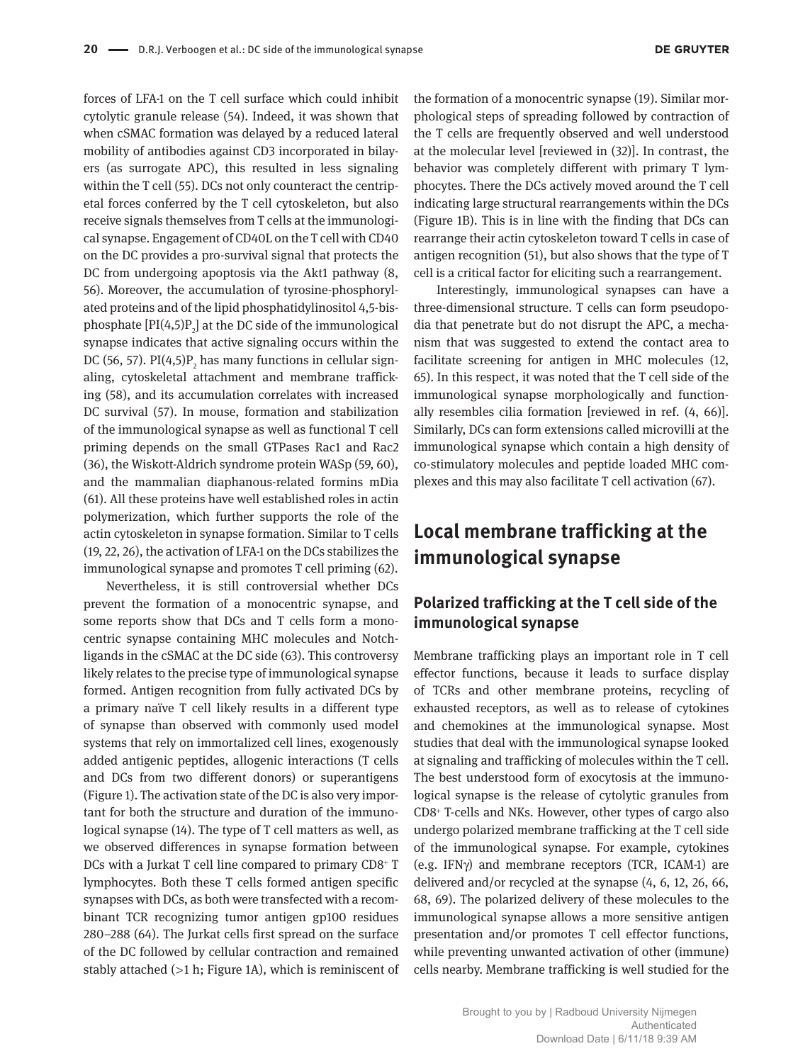forces of LFA-1 on the T cell surface which could inhibit cytolytic granule release (54). Indeed, it was shown that when cSMAC formation was delayed by a reduced lateral mobility of antibodies against CD3 incorporated in bilayers (as surrogate APC), this resulted in less signaling within the T cell (55). DCs not only counteract the centripetal forces conferred by the T cell cytoskeleton, but also receive signals themselves from T cells at the immunological synapse. Engagement of CD40L on the T cell with CD40 on the DC provides a pro-survival signal that protects the DC from undergoing apoptosis via the Akt1 pathway (8, 56). Moreover, the accumulation of tyrosine-phosphorylated proteins and of the lipid phosphatidylinositol 4,5-bisphosphate [PI(4,5)$P_2$] at the DC side of the immunological synapse indicates that active signaling occurs within the DC (56, 57). PI(4,5)$P_2$ has many functions in cellular signaling, cytoskeletal attachment and membrane trafficking (58), and its accumulation correlates with increased DC survival (57). In mouse, formation and stabilization of the immunological synapse as well as functional T cell priming depends on the small GTPases Rac1 and Rac2 (36), the Wiskott-Aldrich syndrome protein WASp (59, 60), and the mammalian diaphanous-related formins mDia (61). All these proteins have well established roles in actin polymerization, which further supports the role of the actin cytoskeleton in synapse formation. Similar to T cells (19, 22, 26), the activation of LFA-1 on the DCs stabilizes the immunological synapse and promotes T cell priming (62).

Nevertheless, it is still controversial whether DCs prevent the formation of a monocentric synapse, and some reports show that DCs and T cells form a monocentric synapse containing MHC molecules and Notch-ligands in the cSMAC at the DC side (63). This controversy likely relates to the precise type of immunological synapse formed. Antigen recognition from fully activated DCs by a primary naïve T cell likely results in a different type of synapse than observed with commonly used model systems that rely on immortalized cell lines, exogenously added antigenic peptides, allogenic interactions (T cells and DCs from two different donors) or superantigens (Figure 1). The activation state of the DC is also very important for both the structure and duration of the immunological synapse (14). The type of T cell matters as well, as we observed differences in synapse formation between DCs with a Jurkat T cell line compared to primary CD8+ T lymphocytes. Both these T cells formed antigen specific synapses with DCs, as both were transfected with a recombinant TCR recognizing tumor antigen gp100 residues 280–288 (64). The Jurkat cells first spread on the surface of the DC followed by cellular contraction and remained stably attached (>1 h; Figure 1A), which is reminiscent of the formation of a monocentric synapse (19). Similar morphological steps of spreading followed by contraction of the T cells are frequently observed and well understood at the molecular level [reviewed in (32)]. In contrast, the behavior was completely different with primary T lymphocytes. There the DCs actively moved around the T cell indicating large structural rearrangements within the DCs (Figure 1B). This is in line with the finding that DCs can rearrange their actin cytoskeleton toward T cells in case of antigen recognition (51), but also shows that the type of T cell is a critical factor for eliciting such a rearrangement.

Interestingly, immunological synapses can have a three-dimensional structure. T cells can form pseudopodia that penetrate but do not disrupt the APC, a mechanism that was suggested to extend the contact area to facilitate screening for antigen in MHC molecules (12, 65). In this respect, it was noted that the T cell side of the immunological synapse morphologically and functionally resembles cilia formation [reviewed in ref. (4, 66)]. Similarly, DCs can form extensions called microvilli at the immunological synapse which contain a high density of co-stimulatory molecules and peptide loaded MHC complexes and this may also facilitate T cell activation (67).

# Local membrane trafficking at the immunological synapse

## Polarized trafficking at the T cell side of the immunological synapse

Membrane trafficking plays an important role in T cell effector functions, because it leads to surface display of TCRs and other membrane proteins, recycling of exhausted receptors, as well as to release of cytokines and chemokines at the immunological synapse. Most studies that deal with the immunological synapse looked at signaling and trafficking of molecules within the T cell. The best understood form of exocytosis at the immunological synapse is the release of cytolytic granules from CD8+ T-cells and NKs. However, other types of cargo also undergo polarized membrane trafficking at the T cell side of the immunological synapse. For example, cytokines (e.g. IFNγ) and membrane receptors (TCR, ICAM-1) are delivered and/or recycled at the synapse (4, 6, 12, 26, 66, 68, 69). The polarized delivery of these molecules to the immunological synapse allows a more sensitive antigen presentation and/or promotes T cell effector functions, while preventing unwanted activation of other (immune) cells nearby. Membrane trafficking is well studied for the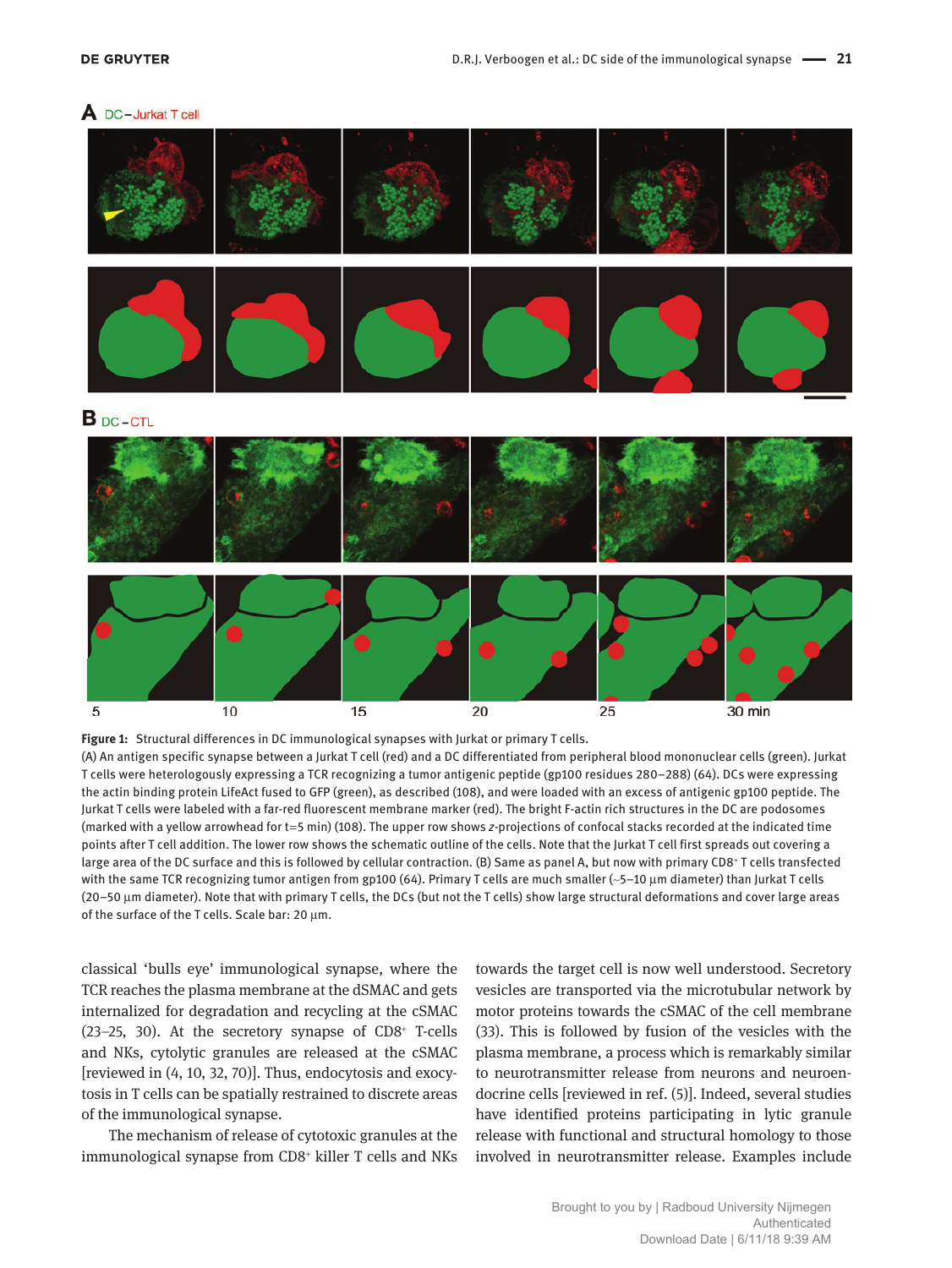**Figure 1:** Structural differences in DC immunological synapses with Jurkat or primary T cells.
(A) An antigen specific synapse between a Jurkat T cell (red) and a DC differentiated from peripheral blood mononuclear cells (green). Jurkat T cells were heterologously expressing a TCR recognizing a tumor antigenic peptide (gp100 residues 280–288) (64). DCs were expressing the actin binding protein LifeAct fused to GFP (green), as described (108), and were loaded with an excess of antigenic gp100 peptide. The Jurkat T cells were labeled with a far-red fluorescent membrane marker (red). The bright F-actin rich structures in the DC are podosomes (marked with a yellow arrowhead for t=5 min) (108). The upper row shows *z*-projections of confocal stacks recorded at the indicated time points after T cell addition. The lower row shows the schematic outline of the cells. Note that the Jurkat T cell first spreads out covering a large area of the DC surface and this is followed by cellular contraction. (B) Same as panel A, but now with primary CD8⁺ T cells transfected with the same TCR recognizing tumor antigen from gp100 (64). Primary T cells are much smaller (~5–10 µm diameter) than Jurkat T cells (20–50 µm diameter). Note that with primary T cells, the DCs (but not the T cells) show large structural deformations and cover large areas of the surface of the T cells. Scale bar: 20 µm.

classical 'bulls eye' immunological synapse, where the TCR reaches the plasma membrane at the dSMAC and gets internalized for degradation and recycling at the cSMAC (23–25, 30). At the secretory synapse of CD8⁺ T-cells and NKs, cytolytic granules are released at the cSMAC [reviewed in (4, 10, 32, 70)]. Thus, endocytosis and exocytosis in T cells can be spatially restrained to discrete areas of the immunological synapse.

The mechanism of release of cytotoxic granules at the immunological synapse from CD8⁺ killer T cells and NKs towards the target cell is now well understood. Secretory vesicles are transported via the microtubular network by motor proteins towards the cSMAC of the cell membrane (33). This is followed by fusion of the vesicles with the plasma membrane, a process which is remarkably similar to neurotransmitter release from neurons and neuroendocrine cells [reviewed in ref. (5)]. Indeed, several studies have identified proteins participating in lytic granule release with functional and structural homology to those involved in neurotransmitter release. Examples include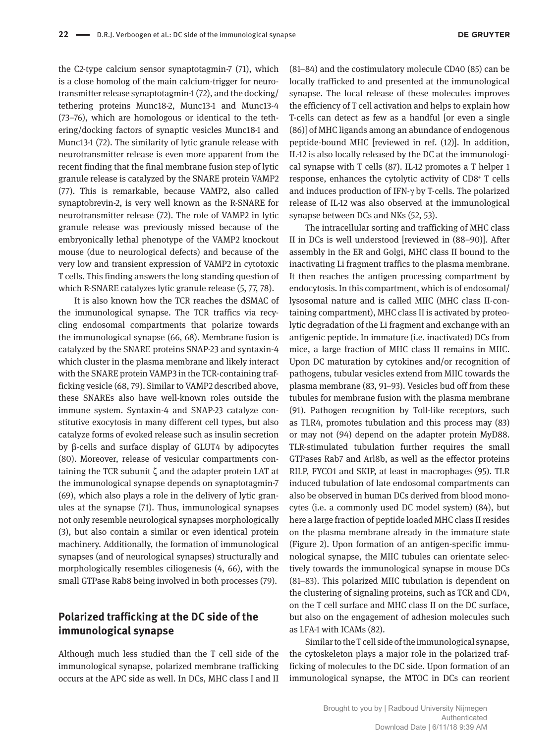the C2-type calcium sensor synaptotagmin-7 (71), which is a close homolog of the main calcium-trigger for neurotransmitter release synaptotagmin-1 (72), and the docking/tethering proteins Munc18-2, Munc13-1 and Munc13-4 (73–76), which are homologous or identical to the tethering/docking factors of synaptic vesicles Munc18-1 and Munc13-1 (72). The similarity of lytic granule release with neurotransmitter release is even more apparent from the recent finding that the final membrane fusion step of lytic granule release is catalyzed by the SNARE protein VAMP2 (77). This is remarkable, because VAMP2, also called synaptobrevin-2, is very well known as the R-SNARE for neurotransmitter release (72). The role of VAMP2 in lytic granule release was previously missed because of the embryonically lethal phenotype of the VAMP2 knockout mouse (due to neurological defects) and because of the very low and transient expression of VAMP2 in cytotoxic T cells. This finding answers the long standing question of which R-SNARE catalyzes lytic granule release (5, 77, 78).

It is also known how the TCR reaches the dSMAC of the immunological synapse. The TCR traffics via recycling endosomal compartments that polarize towards the immunological synapse (66, 68). Membrane fusion is catalyzed by the SNARE proteins SNAP-23 and syntaxin-4 which cluster in the plasma membrane and likely interact with the SNARE protein VAMP3 in the TCR-containing trafficking vesicle (68, 79). Similar to VAMP2 described above, these SNAREs also have well-known roles outside the immune system. Syntaxin-4 and SNAP-23 catalyze constitutive exocytosis in many different cell types, but also catalyze forms of evoked release such as insulin secretion by β-cells and surface display of GLUT4 by adipocytes (80). Moreover, release of vesicular compartments containing the TCR subunit ζ and the adapter protein LAT at the immunological synapse depends on synaptotagmin-7 (69), which also plays a role in the delivery of lytic granules at the synapse (71). Thus, immunological synapses not only resemble neurological synapses morphologically (3), but also contain a similar or even identical protein machinery. Additionally, the formation of immunological synapses (and of neurological synapses) structurally and morphologically resembles ciliogenesis (4, 66), with the small GTPase Rab8 being involved in both processes (79).

## Polarized trafficking at the DC side of the immunological synapse

Although much less studied than the T cell side of the immunological synapse, polarized membrane trafficking occurs at the APC side as well. In DCs, MHC class I and II (81–84) and the costimulatory molecule CD40 (85) can be locally trafficked to and presented at the immunological synapse. The local release of these molecules improves the efficiency of T cell activation and helps to explain how T-cells can detect as few as a handful [or even a single (86)] of MHC ligands among an abundance of endogenous peptide-bound MHC [reviewed in ref. (12)]. In addition, IL-12 is also locally released by the DC at the immunological synapse with T cells (87). IL-12 promotes a T helper 1 response, enhances the cytolytic activity of CD8+ T cells and induces production of IFN-γ by T-cells. The polarized release of IL-12 was also observed at the immunological synapse between DCs and NKs (52, 53).

The intracellular sorting and trafficking of MHC class II in DCs is well understood [reviewed in (88–90)]. After assembly in the ER and Golgi, MHC class II bound to the inactivating Li fragment traffics to the plasma membrane. It then reaches the antigen processing compartment by endocytosis. In this compartment, which is of endosomal/lysosomal nature and is called MIIC (MHC class II-containing compartment), MHC class II is activated by proteolytic degradation of the Li fragment and exchange with an antigenic peptide. In immature (i.e. inactivated) DCs from mice, a large fraction of MHC class II remains in MIIC. Upon DC maturation by cytokines and/or recognition of pathogens, tubular vesicles extend from MIIC towards the plasma membrane (83, 91–93). Vesicles bud off from these tubules for membrane fusion with the plasma membrane (91). Pathogen recognition by Toll-like receptors, such as TLR4, promotes tubulation and this process may (83) or may not (94) depend on the adapter protein MyD88. TLR-stimulated tubulation further requires the small GTPases Rab7 and Arl8b, as well as the effector proteins RILP, FYCO1 and SKIP, at least in macrophages (95). TLR induced tubulation of late endosomal compartments can also be observed in human DCs derived from blood monocytes (i.e. a commonly used DC model system) (84), but here a large fraction of peptide loaded MHC class II resides on the plasma membrane already in the immature state (Figure 2). Upon formation of an antigen-specific immunological synapse, the MIIC tubules can orientate selectively towards the immunological synapse in mouse DCs (81–83). This polarized MIIC tubulation is dependent on the clustering of signaling proteins, such as TCR and CD4, on the T cell surface and MHC class II on the DC surface, but also on the engagement of adhesion molecules such as LFA-1 with ICAMs (82).

Similar to the T cell side of the immunological synapse, the cytoskeleton plays a major role in the polarized trafficking of molecules to the DC side. Upon formation of an immunological synapse, the MTOC in DCs can reorient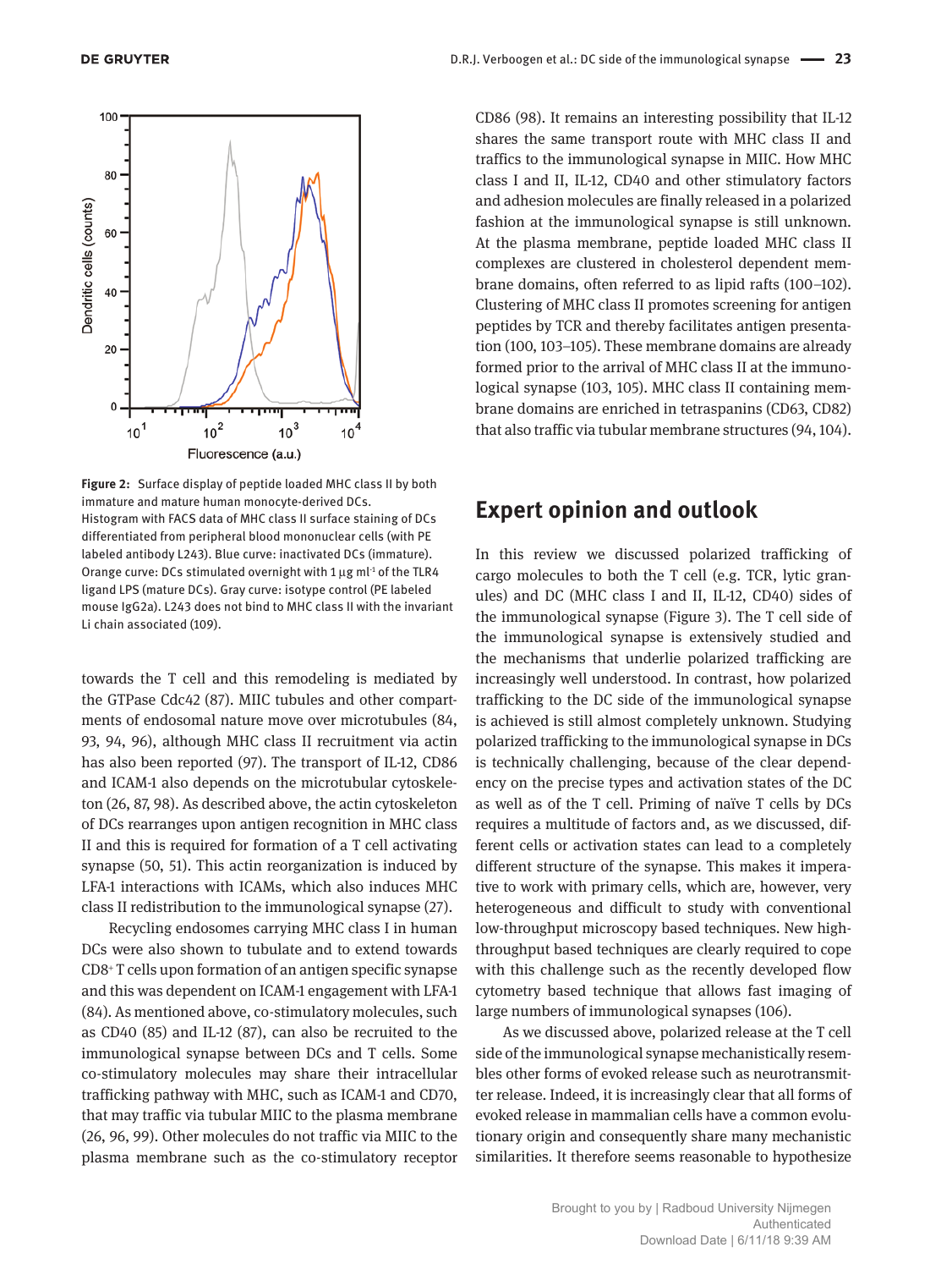Figure 2: Surface display of peptide loaded MHC class II by both immature and mature human monocyte-derived DCs.
Histogram with FACS data of MHC class II surface staining of DCs differentiated from peripheral blood mononuclear cells (with PE labeled antibody L243). Blue curve: inactivated DCs (immature). Orange curve: DCs stimulated overnight with 1 µg ml$^{-1}$ of the TLR4 ligand LPS (mature DCs). Gray curve: isotype control (PE labeled mouse IgG2a). L243 does not bind to MHC class II with the invariant Li chain associated (109).

towards the T cell and this remodeling is mediated by the GTPase Cdc42 (87). MIIC tubules and other compartments of endosomal nature move over microtubules (84, 93, 94, 96), although MHC class II recruitment via actin has also been reported (97). The transport of IL-12, CD86 and ICAM-1 also depends on the microtubular cytoskeleton (26, 87, 98). As described above, the actin cytoskeleton of DCs rearranges upon antigen recognition in MHC class II and this is required for formation of a T cell activating synapse (50, 51). This actin reorganization is induced by LFA-1 interactions with ICAMs, which also induces MHC class II redistribution to the immunological synapse (27).

Recycling endosomes carrying MHC class I in human DCs were also shown to tubulate and to extend towards CD8$^+$ T cells upon formation of an antigen specific synapse and this was dependent on ICAM-1 engagement with LFA-1 (84). As mentioned above, co-stimulatory molecules, such as CD40 (85) and IL-12 (87), can also be recruited to the immunological synapse between DCs and T cells. Some co-stimulatory molecules may share their intracellular trafficking pathway with MHC, such as ICAM-1 and CD70, that may traffic via tubular MIIC to the plasma membrane (26, 96, 99). Other molecules do not traffic via MIIC to the plasma membrane such as the co-stimulatory receptor CD86 (98). It remains an interesting possibility that IL-12 shares the same transport route with MHC class II and traffics to the immunological synapse in MIIC. How MHC class I and II, IL-12, CD40 and other stimulatory factors and adhesion molecules are finally released in a polarized fashion at the immunological synapse is still unknown. At the plasma membrane, peptide loaded MHC class II complexes are clustered in cholesterol dependent membrane domains, often referred to as lipid rafts (100–102). Clustering of MHC class II promotes screening for antigen peptides by TCR and thereby facilitates antigen presentation (100, 103–105). These membrane domains are already formed prior to the arrival of MHC class II at the immunological synapse (103, 105). MHC class II containing membrane domains are enriched in tetraspanins (CD63, CD82) that also traffic via tubular membrane structures (94, 104).

## Expert opinion and outlook

In this review we discussed polarized trafficking of cargo molecules to both the T cell (e.g. TCR, lytic granules) and DC (MHC class I and II, IL-12, CD40) sides of the immunological synapse (Figure 3). The T cell side of the immunological synapse is extensively studied and the mechanisms that underlie polarized trafficking are increasingly well understood. In contrast, how polarized trafficking to the DC side of the immunological synapse is achieved is still almost completely unknown. Studying polarized trafficking to the immunological synapse in DCs is technically challenging, because of the clear dependency on the precise types and activation states of the DC as well as of the T cell. Priming of naïve T cells by DCs requires a multitude of factors and, as we discussed, different cells or activation states can lead to a completely different structure of the synapse. This makes it imperative to work with primary cells, which are, however, very heterogeneous and difficult to study with conventional low-throughput microscopy based techniques. New high-throughput based techniques are clearly required to cope with this challenge such as the recently developed flow cytometry based technique that allows fast imaging of large numbers of immunological synapses (106).

As we discussed above, polarized release at the T cell side of the immunological synapse mechanistically resembles other forms of evoked release such as neurotransmitter release. Indeed, it is increasingly clear that all forms of evoked release in mammalian cells have a common evolutionary origin and consequently share many mechanistic similarities. It therefore seems reasonable to hypothesize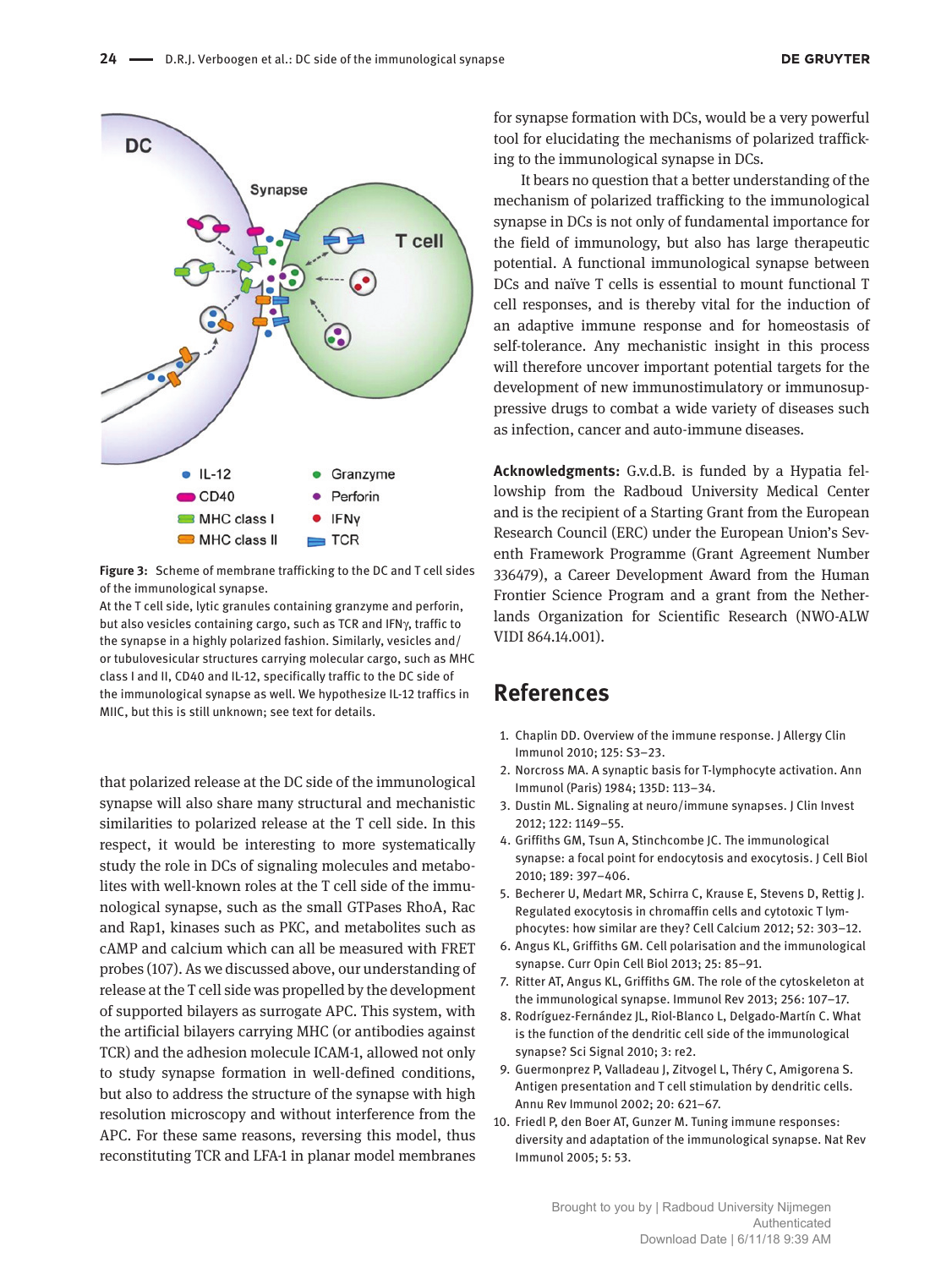DC

Synapse

T cell

IL-12
CD40
MHC class I
MHC class II
Granzyme
Perforin
IFNγ
TCR

**Figure 3:** Scheme of membrane trafficking to the DC and T cell sides of the immunological synapse.
At the T cell side, lytic granules containing granzyme and perforin, but also vesicles containing cargo, such as TCR and IFNγ, traffic to the synapse in a highly polarized fashion. Similarly, vesicles and/or tubulovesicular structures carrying molecular cargo, such as MHC class I and II, CD40 and IL-12, specifically traffic to the DC side of the immunological synapse as well. We hypothesize IL-12 traffics in MIIC, but this is still unknown; see text for details.

that polarized release at the DC side of the immunological synapse will also share many structural and mechanistic similarities to polarized release at the T cell side. In this respect, it would be interesting to more systematically study the role in DCs of signaling molecules and metabolites with well-known roles at the T cell side of the immunological synapse, such as the small GTPases RhoA, Rac and Rap1, kinases such as PKC, and metabolites such as cAMP and calcium which can all be measured with FRET probes (107). As we discussed above, our understanding of release at the T cell side was propelled by the development of supported bilayers as surrogate APC. This system, with the artificial bilayers carrying MHC (or antibodies against TCR) and the adhesion molecule ICAM-1, allowed not only to study synapse formation in well-defined conditions, but also to address the structure of the synapse with high resolution microscopy and without interference from the APC. For these same reasons, reversing this model, thus reconstituting TCR and LFA-1 in planar model membranes for synapse formation with DCs, would be a very powerful tool for elucidating the mechanisms of polarized trafficking to the immunological synapse in DCs.

It bears no question that a better understanding of the mechanism of polarized trafficking to the immunological synapse in DCs is not only of fundamental importance for the field of immunology, but also has large therapeutic potential. A functional immunological synapse between DCs and naïve T cells is essential to mount functional T cell responses, and is thereby vital for the induction of an adaptive immune response and for homeostasis of self-tolerance. Any mechanistic insight in this process will therefore uncover important potential targets for the development of new immunostimulatory or immunosuppressive drugs to combat a wide variety of diseases such as infection, cancer and auto-immune diseases.

**Acknowledgments:** G.v.d.B. is funded by a Hypatia fellowship from the Radboud University Medical Center and is the recipient of a Starting Grant from the European Research Council (ERC) under the European Union's Seventh Framework Programme (Grant Agreement Number 336479), a Career Development Award from the Human Frontier Science Program and a grant from the Netherlands Organization for Scientific Research (NWO-ALW VIDI 864.14.001).

## References

1. Chaplin DD. Overview of the immune response. J Allergy Clin Immunol 2010; 125: S3–23.
2. Norcross MA. A synaptic basis for T-lymphocyte activation. Ann Immunol (Paris) 1984; 135D: 113–34.
3. Dustin ML. Signaling at neuro/immune synapses. J Clin Invest 2012; 122: 1149–55.
4. Griffiths GM, Tsun A, Stinchcombe JC. The immunological synapse: a focal point for endocytosis and exocytosis. J Cell Biol 2010; 189: 397–406.
5. Becherer U, Medart MR, Schirra C, Krause E, Stevens D, Rettig J. Regulated exocytosis in chromaffin cells and cytotoxic T lymphocytes: how similar are they? Cell Calcium 2012; 52: 303–12.
6. Angus KL, Griffiths GM. Cell polarisation and the immunological synapse. Curr Opin Cell Biol 2013; 25: 85–91.
7. Ritter AT, Angus KL, Griffiths GM. The role of the cytoskeleton at the immunological synapse. Immunol Rev 2013; 256: 107–17.
8. Rodríguez-Fernández JL, Riol-Blanco L, Delgado-Martín C. What is the function of the dendritic cell side of the immunological synapse? Sci Signal 2010; 3: re2.
9. Guermonprez P, Valladeau J, Zitvogel L, Théry C, Amigorena S. Antigen presentation and T cell stimulation by dendritic cells. Annu Rev Immunol 2002; 20: 621–67.
10. Friedl P, den Boer AT, Gunzer M. Tuning immune responses: diversity and adaptation of the immunological synapse. Nat Rev Immunol 2005; 5: 53.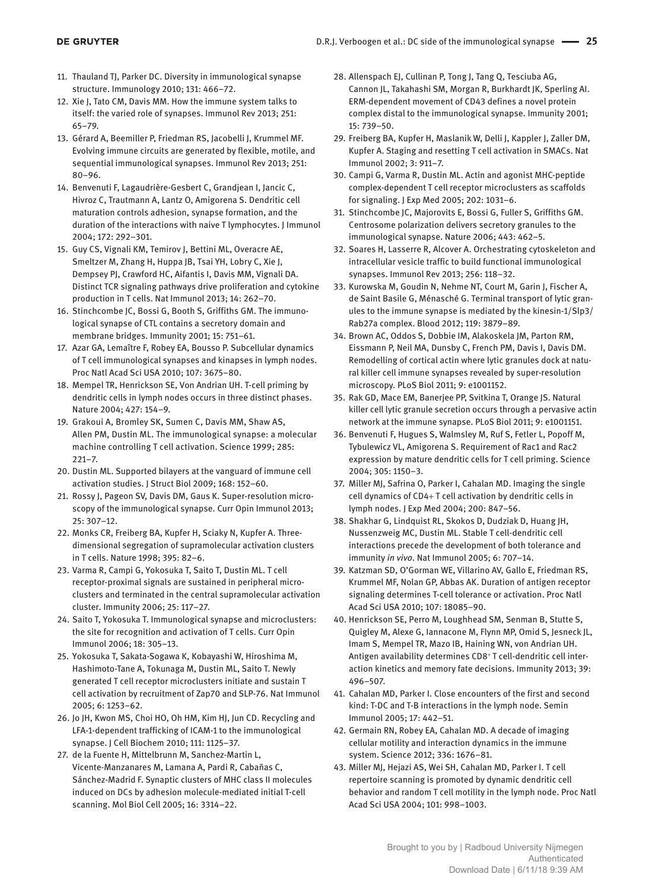11. Thauland TJ, Parker DC. Diversity in immunological synapse structure. Immunology 2010; 131: 466–72.
12. Xie J, Tato CM, Davis MM. How the immune system talks to itself: the varied role of synapses. Immunol Rev 2013; 251: 65–79.
13. Gérard A, Beemiller P, Friedman RS, Jacobelli J, Krummel MF. Evolving immune circuits are generated by flexible, motile, and sequential immunological synapses. Immunol Rev 2013; 251: 80–96.
14. Benvenuti F, Lagaudrière-Gesbert C, Grandjean I, Jancic C, Hivroz C, Trautmann A, Lantz O, Amigorena S. Dendritic cell maturation controls adhesion, synapse formation, and the duration of the interactions with naive T lymphocytes. J Immunol 2004; 172: 292–301.
15. Guy CS, Vignali KM, Temirov J, Bettini ML, Overacre AE, Smeltzer M, Zhang H, Huppa JB, Tsai YH, Lobry C, Xie J, Dempsey PJ, Crawford HC, Aifantis I, Davis MM, Vignali DA. Distinct TCR signaling pathways drive proliferation and cytokine production in T cells. Nat Immunol 2013; 14: 262–70.
16. Stinchcombe JC, Bossi G, Booth S, Griffiths GM. The immunological synapse of CTL contains a secretory domain and membrane bridges. Immunity 2001; 15: 751–61.
17. Azar GA, Lemaître F, Robey EA, Bousso P. Subcellular dynamics of T cell immunological synapses and kinapses in lymph nodes. Proc Natl Acad Sci USA 2010; 107: 3675–80.
18. Mempel TR, Henrickson SE, Von Andrian UH. T-cell priming by dendritic cells in lymph nodes occurs in three distinct phases. Nature 2004; 427: 154–9.
19. Grakoui A, Bromley SK, Sumen C, Davis MM, Shaw AS, Allen PM, Dustin ML. The immunological synapse: a molecular machine controlling T cell activation. Science 1999; 285: 221–7.
20. Dustin ML. Supported bilayers at the vanguard of immune cell activation studies. J Struct Biol 2009; 168: 152–60.
21. Rossy J, Pageon SV, Davis DM, Gaus K. Super-resolution microscopy of the immunological synapse. Curr Opin Immunol 2013; 25: 307–12.
22. Monks CR, Freiberg BA, Kupfer H, Sciaky N, Kupfer A. Three-dimensional segregation of supramolecular activation clusters in T cells. Nature 1998; 395: 82–6.
23. Varma R, Campi G, Yokosuka T, Saito T, Dustin ML. T cell receptor-proximal signals are sustained in peripheral microclusters and terminated in the central supramolecular activation cluster. Immunity 2006; 25: 117–27.
24. Saito T, Yokosuka T. Immunological synapse and microclusters: the site for recognition and activation of T cells. Curr Opin Immunol 2006; 18: 305–13.
25. Yokosuka T, Sakata-Sogawa K, Kobayashi W, Hiroshima M, Hashimoto-Tane A, Tokunaga M, Dustin ML, Saito T. Newly generated T cell receptor microclusters initiate and sustain T cell activation by recruitment of Zap70 and SLP-76. Nat Immunol 2005; 6: 1253–62.
26. Jo JH, Kwon MS, Choi HO, Oh HM, Kim HJ, Jun CD. Recycling and LFA-1-dependent trafficking of ICAM-1 to the immunological synapse. J Cell Biochem 2010; 111: 1125–37.
27. de la Fuente H, Mittelbrunn M, Sanchez-Martin L, Vicente-Manzanares M, Lamana A, Pardi R, Cabañas C, Sánchez-Madrid F. Synaptic clusters of MHC class II molecules induced on DCs by adhesion molecule-mediated initial T-cell scanning. Mol Biol Cell 2005; 16: 3314–22.
28. Allenspach EJ, Cullinan P, Tong J, Tang Q, Tesciuba AG, Cannon JL, Takahashi SM, Morgan R, Burkhardt JK, Sperling AI. ERM-dependent movement of CD43 defines a novel protein complex distal to the immunological synapse. Immunity 2001; 15: 739–50.
29. Freiberg BA, Kupfer H, Maslanik W, Delli J, Kappler J, Zaller DM, Kupfer A. Staging and resetting T cell activation in SMACs. Nat Immunol 2002; 3: 911–7.
30. Campi G, Varma R, Dustin ML. Actin and agonist MHC-peptide complex-dependent T cell receptor microclusters as scaffolds for signaling. J Exp Med 2005; 202: 1031–6.
31. Stinchcombe JC, Majorovits E, Bossi G, Fuller S, Griffiths GM. Centrosome polarization delivers secretory granules to the immunological synapse. Nature 2006; 443: 462–5.
32. Soares H, Lasserre R, Alcover A. Orchestrating cytoskeleton and intracellular vesicle traffic to build functional immunological synapses. Immunol Rev 2013; 256: 118–32.
33. Kurowska M, Goudin N, Nehme NT, Court M, Garin J, Fischer A, de Saint Basile G, Ménasché G. Terminal transport of lytic granules to the immune synapse is mediated by the kinesin-1/Slp3/Rab27a complex. Blood 2012; 119: 3879–89.
34. Brown AC, Oddos S, Dobbie IM, Alakoskela JM, Parton RM, Eissmann P, Neil MA, Dunsby C, French PM, Davis I, Davis DM. Remodelling of cortical actin where lytic granules dock at natural killer cell immune synapses revealed by super-resolution microscopy. PLoS Biol 2011; 9: e1001152.
35. Rak GD, Mace EM, Banerjee PP, Svitkina T, Orange JS. Natural killer cell lytic granule secretion occurs through a pervasive actin network at the immune synapse. PLoS Biol 2011; 9: e1001151.
36. Benvenuti F, Hugues S, Walmsley M, Ruf S, Fetler L, Popoff M, Tybulewicz VL, Amigorena S. Requirement of Rac1 and Rac2 expression by mature dendritic cells for T cell priming. Science 2004; 305: 1150–3.
37. Miller MJ, Safrina O, Parker I, Cahalan MD. Imaging the single cell dynamics of CD4+ T cell activation by dendritic cells in lymph nodes. J Exp Med 2004; 200: 847–56.
38. Shakhar G, Lindquist RL, Skokos D, Dudziak D, Huang JH, Nussenzweig MC, Dustin ML. Stable T cell-dendritic cell interactions precede the development of both tolerance and immunity *in vivo*. Nat Immunol 2005; 6: 707–14.
39. Katzman SD, O'Gorman WE, Villarino AV, Gallo E, Friedman RS, Krummel MF, Nolan GP, Abbas AK. Duration of antigen receptor signaling determines T-cell tolerance or activation. Proc Natl Acad Sci USA 2010; 107: 18085–90.
40. Henrickson SE, Perro M, Loughhead SM, Senman B, Stutte S, Quigley M, Alexe G, Iannacone M, Flynn MP, Omid S, Jesneck JL, Imam S, Mempel TR, Mazo IB, Haining WN, von Andrian UH. Antigen availability determines CD8$^{+}$ T cell-dendritic cell interaction kinetics and memory fate decisions. Immunity 2013; 39: 496–507.
41. Cahalan MD, Parker I. Close encounters of the first and second kind: T-DC and T-B interactions in the lymph node. Semin Immunol 2005; 17: 442–51.
42. Germain RN, Robey EA, Cahalan MD. A decade of imaging cellular motility and interaction dynamics in the immune system. Science 2012; 336: 1676–81.
43. Miller MJ, Hejazi AS, Wei SH, Cahalan MD, Parker I. T cell repertoire scanning is promoted by dynamic dendritic cell behavior and random T cell motility in the lymph node. Proc Natl Acad Sci USA 2004; 101: 998–1003.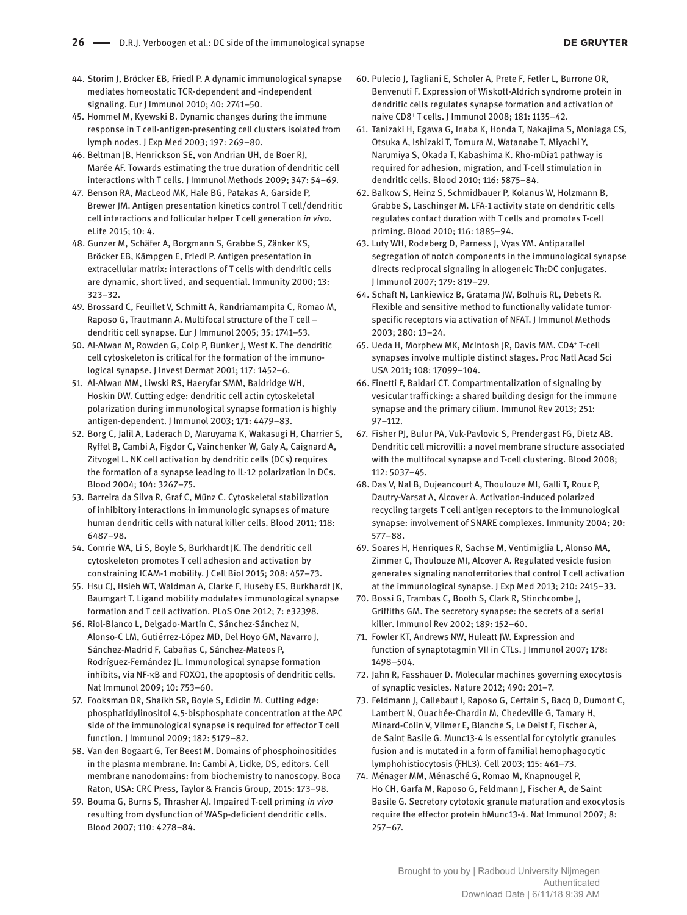44. Storim J, Bröcker EB, Friedl P. A dynamic immunological synapse mediates homeostatic TCR-dependent and -independent signaling. Eur J Immunol 2010; 40: 2741–50.
45. Hommel M, Kyewski B. Dynamic changes during the immune response in T cell-antigen-presenting cell clusters isolated from lymph nodes. J Exp Med 2003; 197: 269–80.
46. Beltman JB, Henrickson SE, von Andrian UH, de Boer RJ, Marée AF. Towards estimating the true duration of dendritic cell interactions with T cells. J Immunol Methods 2009; 347: 54–69.
47. Benson RA, MacLeod MK, Hale BG, Patakas A, Garside P, Brewer JM. Antigen presentation kinetics control T cell/dendritic cell interactions and follicular helper T cell generation *in vivo*. eLife 2015; 10: 4.
48. Gunzer M, Schäfer A, Borgmann S, Grabbe S, Zänker KS, Bröcker EB, Kämpgen E, Friedl P. Antigen presentation in extracellular matrix: interactions of T cells with dendritic cells are dynamic, short lived, and sequential. Immunity 2000; 13: 323–32.
49. Brossard C, Feuillet V, Schmitt A, Randriamampita C, Romao M, Raposo G, Trautmann A. Multifocal structure of the T cell – dendritic cell synapse. Eur J Immunol 2005; 35: 1741–53.
50. Al-Alwan M, Rowden G, Colp P, Bunker J, West K. The dendritic cell cytoskeleton is critical for the formation of the immunological synapse. J Invest Dermat 2001; 117: 1452–6.
51. Al-Alwan MM, Liwski RS, Haeryfar SMM, Baldridge WH, Hoskin DW. Cutting edge: dendritic cell actin cytoskeletal polarization during immunological synapse formation is highly antigen-dependent. J Immunol 2003; 171: 4479–83.
52. Borg C, Jalil A, Laderach D, Maruyama K, Wakasugi H, Charrier S, Ryffel B, Cambi A, Figdor C, Vainchenker W, Galy A, Caignard A, Zitvogel L. NK cell activation by dendritic cells (DCs) requires the formation of a synapse leading to IL-12 polarization in DCs. Blood 2004; 104: 3267–75.
53. Barreira da Silva R, Graf C, Münz C. Cytoskeletal stabilization of inhibitory interactions in immunologic synapses of mature human dendritic cells with natural killer cells. Blood 2011; 118: 6487–98.
54. Comrie WA, Li S, Boyle S, Burkhardt JK. The dendritic cell cytoskeleton promotes T cell adhesion and activation by constraining ICAM-1 mobility. J Cell Biol 2015; 208: 457–73.
55. Hsu CJ, Hsieh WT, Waldman A, Clarke F, Huseby ES, Burkhardt JK, Baumgart T. Ligand mobility modulates immunological synapse formation and T cell activation. PLoS One 2012; 7: e32398.
56. Riol-Blanco L, Delgado-Martín C, Sánchez-Sánchez N, Alonso-C LM, Gutiérrez-López MD, Del Hoyo GM, Navarro J, Sánchez-Madrid F, Cabañas C, Sánchez-Mateos P, Rodríguez-Fernández JL. Immunological synapse formation inhibits, via NF-κB and FOXO1, the apoptosis of dendritic cells. Nat Immunol 2009; 10: 753–60.
57. Fooksman DR, Shaikh SR, Boyle S, Edidin M. Cutting edge: phosphatidylinositol 4,5-bisphosphate concentration at the APC side of the immunological synapse is required for effector T cell function. J Immunol 2009; 182: 5179–82.
58. Van den Bogaart G, Ter Beest M. Domains of phosphoinositides in the plasma membrane. In: Cambi A, Lidke, DS, editors. Cell membrane nanodomains: from biochemistry to nanoscopy. Boca Raton, USA: CRC Press, Taylor & Francis Group, 2015: 173–98.
59. Bouma G, Burns S, Thrasher AJ. Impaired T-cell priming *in vivo* resulting from dysfunction of WASp-deficient dendritic cells. Blood 2007; 110: 4278–84.
60. Pulecio J, Tagliani E, Scholer A, Prete F, Fetler L, Burrone OR, Benvenuti F. Expression of Wiskott-Aldrich syndrome protein in dendritic cells regulates synapse formation and activation of naive CD8+ T cells. J Immunol 2008; 181: 1135–42.
61. Tanizaki H, Egawa G, Inaba K, Honda T, Nakajima S, Moniaga CS, Otsuka A, Ishizaki T, Tomura M, Watanabe T, Miyachi Y, Narumiya S, Okada T, Kabashima K. Rho-mDia1 pathway is required for adhesion, migration, and T-cell stimulation in dendritic cells. Blood 2010; 116: 5875–84.
62. Balkow S, Heinz S, Schmidbauer P, Kolanus W, Holzmann B, Grabbe S, Laschinger M. LFA-1 activity state on dendritic cells regulates contact duration with T cells and promotes T-cell priming. Blood 2010; 116: 1885–94.
63. Luty WH, Rodeberg D, Parness J, Vyas YM. Antiparallel segregation of notch components in the immunological synapse directs reciprocal signaling in allogeneic Th:DC conjugates. J Immunol 2007; 179: 819–29.
64. Schaft N, Lankiewicz B, Gratama JW, Bolhuis RL, Debets R. Flexible and sensitive method to functionally validate tumor-specific receptors via activation of NFAT. J Immunol Methods 2003; 280: 13–24.
65. Ueda H, Morphew MK, McIntosh JR, Davis MM. CD4+ T-cell synapses involve multiple distinct stages. Proc Natl Acad Sci USA 2011; 108: 17099–104.
66. Finetti F, Baldari CT. Compartmentalization of signaling by vesicular trafficking: a shared building design for the immune synapse and the primary cilium. Immunol Rev 2013; 251: 97–112.
67. Fisher PJ, Bulur PA, Vuk-Pavlovic S, Prendergast FG, Dietz AB. Dendritic cell microvilli: a novel membrane structure associated with the multifocal synapse and T-cell clustering. Blood 2008; 112: 5037–45.
68. Das V, Nal B, Dujeancourt A, Thoulouze MI, Galli T, Roux P, Dautry-Varsat A, Alcover A. Activation-induced polarized recycling targets T cell antigen receptors to the immunological synapse: involvement of SNARE complexes. Immunity 2004; 20: 577–88.
69. Soares H, Henriques R, Sachse M, Ventimiglia L, Alonso MA, Zimmer C, Thoulouze MI, Alcover A. Regulated vesicle fusion generates signaling nanoterritories that control T cell activation at the immunological synapse. J Exp Med 2013; 210: 2415–33.
70. Bossi G, Trambas C, Booth S, Clark R, Stinchcombe J, Griffiths GM. The secretory synapse: the secrets of a serial killer. Immunol Rev 2002; 189: 152–60.
71. Fowler KT, Andrews NW, Huleatt JW. Expression and function of synaptotagmin VII in CTLs. J Immunol 2007; 178: 1498–504.
72. Jahn R, Fasshauer D. Molecular machines governing exocytosis of synaptic vesicles. Nature 2012; 490: 201–7.
73. Feldmann J, Callebaut I, Raposo G, Certain S, Bacq D, Dumont C, Lambert N, Ouachée-Chardin M, Chedeville G, Tamary H, Minard-Colin V, Vilmer E, Blanche S, Le Deist F, Fischer A, de Saint Basile G. Munc13-4 is essential for cytolytic granules fusion and is mutated in a form of familial hemophagocytic lymphohistiocytosis (FHL3). Cell 2003; 115: 461–73.
74. Ménager MM, Ménasché G, Romao M, Knapnougel P, Ho CH, Garfa M, Raposo G, Feldmann J, Fischer A, de Saint Basile G. Secretory cytotoxic granule maturation and exocytosis require the effector protein hMunc13-4. Nat Immunol 2007; 8: 257–67.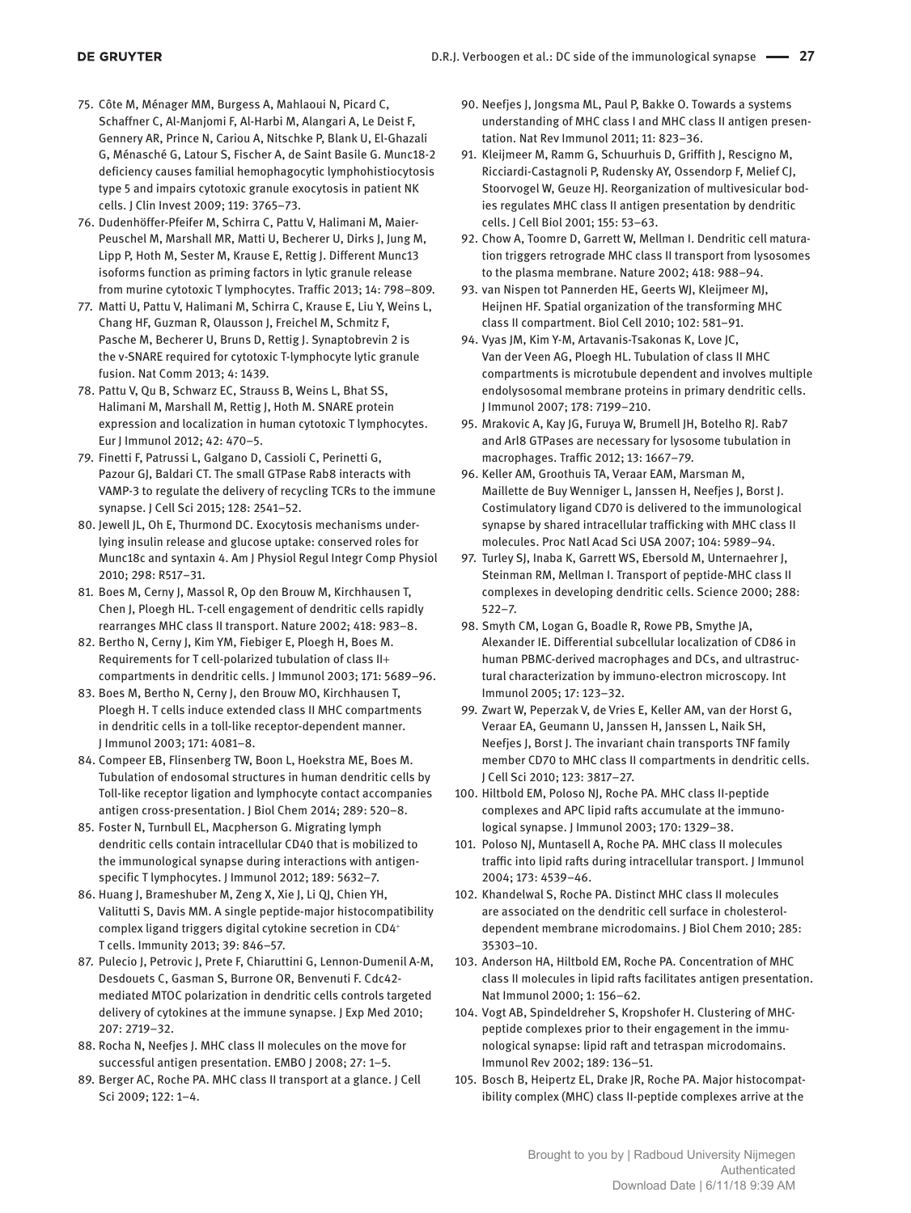75. Côte M, Ménager MM, Burgess A, Mahlaoui N, Picard C, Schaffner C, Al-Manjomi F, Al-Harbi M, Alangari A, Le Deist F, Gennery AR, Prince N, Cariou A, Nitschke P, Blank U, El-Ghazali G, Ménasché G, Latour S, Fischer A, de Saint Basile G. Munc18-2 deficiency causes familial hemophagocytic lymphohistiocytosis type 5 and impairs cytotoxic granule exocytosis in patient NK cells. J Clin Invest 2009; 119: 3765–73.
76. Dudenhöffer-Pfeifer M, Schirra C, Pattu V, Halimani M, Maier-Peuschel M, Marshall MR, Matti U, Becherer U, Dirks J, Jung M, Lipp P, Hoth M, Sester M, Krause E, Rettig J. Different Munc13 isoforms function as priming factors in lytic granule release from murine cytotoxic T lymphocytes. Traffic 2013; 14: 798–809.
77. Matti U, Pattu V, Halimani M, Schirra C, Krause E, Liu Y, Weins L, Chang HF, Guzman R, Olausson J, Freichel M, Schmitz F, Pasche M, Becherer U, Bruns D, Rettig J. Synaptobrevin 2 is the v-SNARE required for cytotoxic T-lymphocyte lytic granule fusion. Nat Comm 2013; 4: 1439.
78. Pattu V, Qu B, Schwarz EC, Strauss B, Weins L, Bhat SS, Halimani M, Marshall M, Rettig J, Hoth M. SNARE protein expression and localization in human cytotoxic T lymphocytes. Eur J Immunol 2012; 42: 470–5.
79. Finetti F, Patrussi L, Galgano D, Cassioli C, Perinetti G, Pazour GJ, Baldari CT. The small GTPase Rab8 interacts with VAMP-3 to regulate the delivery of recycling TCRs to the immune synapse. J Cell Sci 2015; 128: 2541–52.
80. Jewell JL, Oh E, Thurmond DC. Exocytosis mechanisms underlying insulin release and glucose uptake: conserved roles for Munc18c and syntaxin 4. Am J Physiol Regul Integr Comp Physiol 2010; 298: R517–31.
81. Boes M, Cerny J, Massol R, Op den Brouw M, Kirchhausen T, Chen J, Ploegh HL. T-cell engagement of dendritic cells rapidly rearranges MHC class II transport. Nature 2002; 418: 983–8.
82. Bertho N, Cerny J, Kim YM, Fiebiger E, Ploegh H, Boes M. Requirements for T cell-polarized tubulation of class II+ compartments in dendritic cells. J Immunol 2003; 171: 5689–96.
83. Boes M, Bertho N, Cerny J, den Brouw MO, Kirchhausen T, Ploegh H. T cells induce extended class II MHC compartments in dendritic cells in a toll-like receptor-dependent manner. J Immunol 2003; 171: 4081–8.
84. Compeer EB, Flinsenberg TW, Boon L, Hoekstra ME, Boes M. Tubulation of endosomal structures in human dendritic cells by Toll-like receptor ligation and lymphocyte contact accompanies antigen cross-presentation. J Biol Chem 2014; 289: 520–8.
85. Foster N, Turnbull EL, Macpherson G. Migrating lymph dendritic cells contain intracellular CD40 that is mobilized to the immunological synapse during interactions with antigen-specific T lymphocytes. J Immunol 2012; 189: 5632–7.
86. Huang J, Brameshuber M, Zeng X, Xie J, Li QJ, Chien YH, Valitutti S, Davis MM. A single peptide-major histocompatibility complex ligand triggers digital cytokine secretion in CD4+ T cells. Immunity 2013; 39: 846–57.
87. Pulecio J, Petrovic J, Prete F, Chiaruttini G, Lennon-Dumenil A-M, Desdouets C, Gasman S, Burrone OR, Benvenuti F. Cdc42-mediated MTOC polarization in dendritic cells controls targeted delivery of cytokines at the immune synapse. J Exp Med 2010; 207: 2719–32.
88. Rocha N, Neefjes J. MHC class II molecules on the move for successful antigen presentation. EMBO J 2008; 27: 1–5.
89. Berger AC, Roche PA. MHC class II transport at a glance. J Cell Sci 2009; 122: 1–4.
90. Neefjes J, Jongsma ML, Paul P, Bakke O. Towards a systems understanding of MHC class I and MHC class II antigen presentation. Nat Rev Immunol 2011; 11: 823–36.
91. Kleijmeer M, Ramm G, Schuurhuis D, Griffith J, Rescigno M, Ricciardi-Castagnoli P, Rudensky AY, Ossendorp F, Melief CJ, Stoorvogel W, Geuze HJ. Reorganization of multivesicular bodies regulates MHC class II antigen presentation by dendritic cells. J Cell Biol 2001; 155: 53–63.
92. Chow A, Toomre D, Garrett W, Mellman I. Dendritic cell maturation triggers retrograde MHC class II transport from lysosomes to the plasma membrane. Nature 2002; 418: 988–94.
93. van Nispen tot Pannerden HE, Geerts WJ, Kleijmeer MJ, Heijnen HF. Spatial organization of the transforming MHC class II compartment. Biol Cell 2010; 102: 581–91.
94. Vyas JM, Kim Y-M, Artavanis-Tsakonas K, Love JC, Van der Veen AG, Ploegh HL. Tubulation of class II MHC compartments is microtubule dependent and involves multiple endolysosomal membrane proteins in primary dendritic cells. J Immunol 2007; 178: 7199–210.
95. Mrakovic A, Kay JG, Furuya W, Brumell JH, Botelho RJ. Rab7 and Arl8 GTPases are necessary for lysosome tubulation in macrophages. Traffic 2012; 13: 1667–79.
96. Keller AM, Groothuis TA, Veraar EAM, Marsman M, Maillette de Buy Wenniger L, Janssen H, Neefjes J, Borst J. Costimulatory ligand CD70 is delivered to the immunological synapse by shared intracellular trafficking with MHC class II molecules. Proc Natl Acad Sci USA 2007; 104: 5989–94.
97. Turley SJ, Inaba K, Garrett WS, Ebersold M, Unternaehrer J, Steinman RM, Mellman I. Transport of peptide-MHC class II complexes in developing dendritic cells. Science 2000; 288: 522–7.
98. Smyth CM, Logan G, Boadle R, Rowe PB, Smythe JA, Alexander IE. Differential subcellular localization of CD86 in human PBMC-derived macrophages and DCs, and ultrastructural characterization by immuno-electron microscopy. Int Immunol 2005; 17: 123–32.
99. Zwart W, Peperzak V, de Vries E, Keller AM, van der Horst G, Veraar EA, Geumann U, Janssen H, Janssen L, Naik SH, Neefjes J, Borst J. The invariant chain transports TNF family member CD70 to MHC class II compartments in dendritic cells. J Cell Sci 2010; 123: 3817–27.
100. Hiltbold EM, Poloso NJ, Roche PA. MHC class II-peptide complexes and APC lipid rafts accumulate at the immunological synapse. J Immunol 2003; 170: 1329–38.
101. Poloso NJ, Muntasell A, Roche PA. MHC class II molecules traffic into lipid rafts during intracellular transport. J Immunol 2004; 173: 4539–46.
102. Khandelwal S, Roche PA. Distinct MHC class II molecules are associated on the dendritic cell surface in cholesterol-dependent membrane microdomains. J Biol Chem 2010; 285: 35303–10.
103. Anderson HA, Hiltbold EM, Roche PA. Concentration of MHC class II molecules in lipid rafts facilitates antigen presentation. Nat Immunol 2000; 1: 156–62.
104. Vogt AB, Spindeldreher S, Kropshofer H. Clustering of MHC-peptide complexes prior to their engagement in the immunological synapse: lipid raft and tetraspan microdomains. Immunol Rev 2002; 189: 136–51.
105. Bosch B, Heipertz EL, Drake JR, Roche PA. Major histocompatibility complex (MHC) class II-peptide complexes arrive at the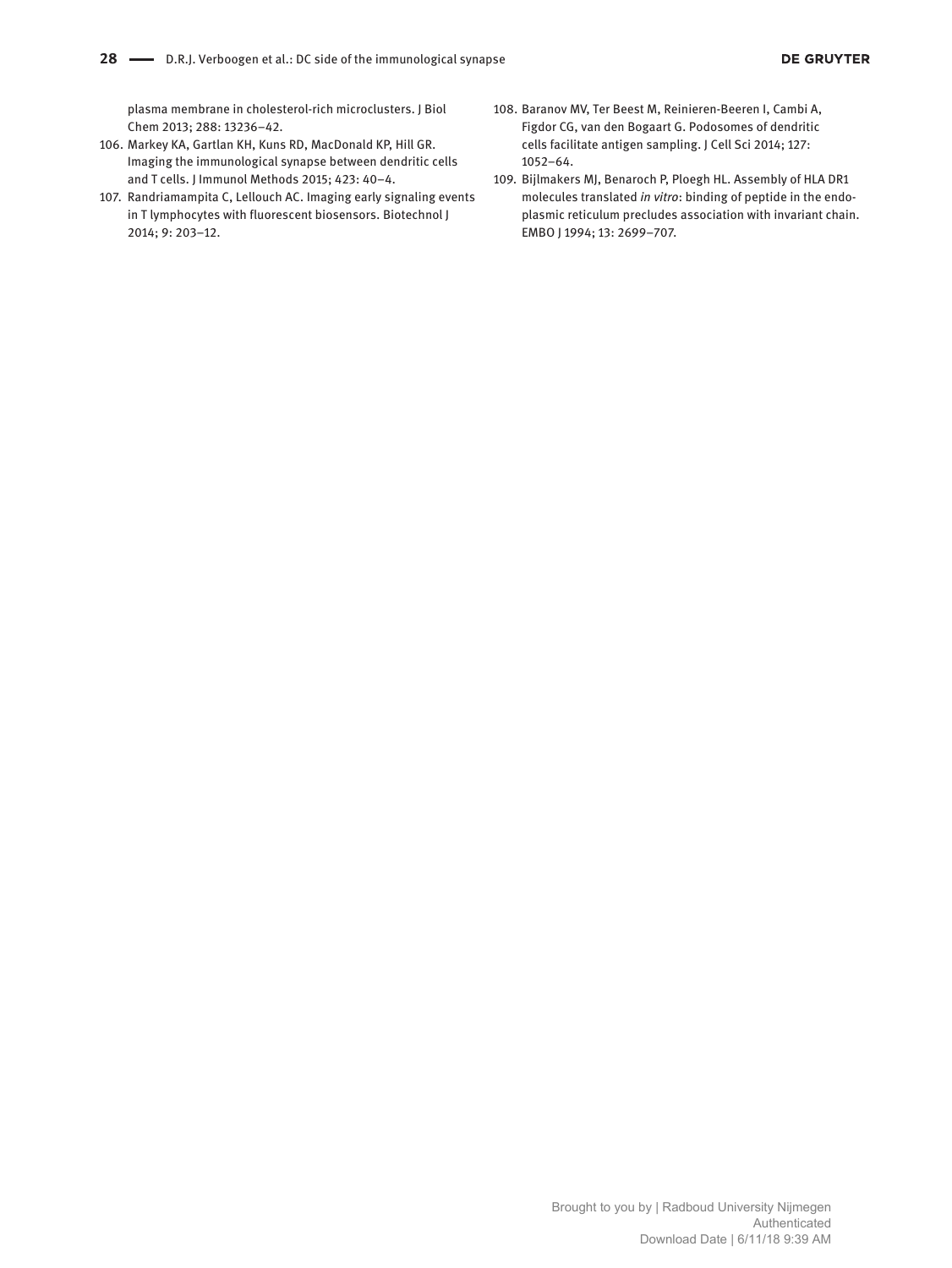plasma membrane in cholesterol-rich microclusters. J Biol Chem 2013; 288: 13236–42.

106. Markey KA, Gartlan KH, Kuns RD, MacDonald KP, Hill GR. Imaging the immunological synapse between dendritic cells and T cells. J Immunol Methods 2015; 423: 40–4.
107. Randriamampita C, Lellouch AC. Imaging early signaling events in T lymphocytes with fluorescent biosensors. Biotechnol J 2014; 9: 203–12.
108. Baranov MV, Ter Beest M, Reinieren-Beeren I, Cambi A, Figdor CG, van den Bogaart G. Podosomes of dendritic cells facilitate antigen sampling. J Cell Sci 2014; 127: 1052–64.
109. Bijlmakers MJ, Benaroch P, Ploegh HL. Assembly of HLA DR1 molecules translated *in vitro*: binding of peptide in the endoplasmic reticulum precludes association with invariant chain. EMBO J 1994; 13: 2699–707.